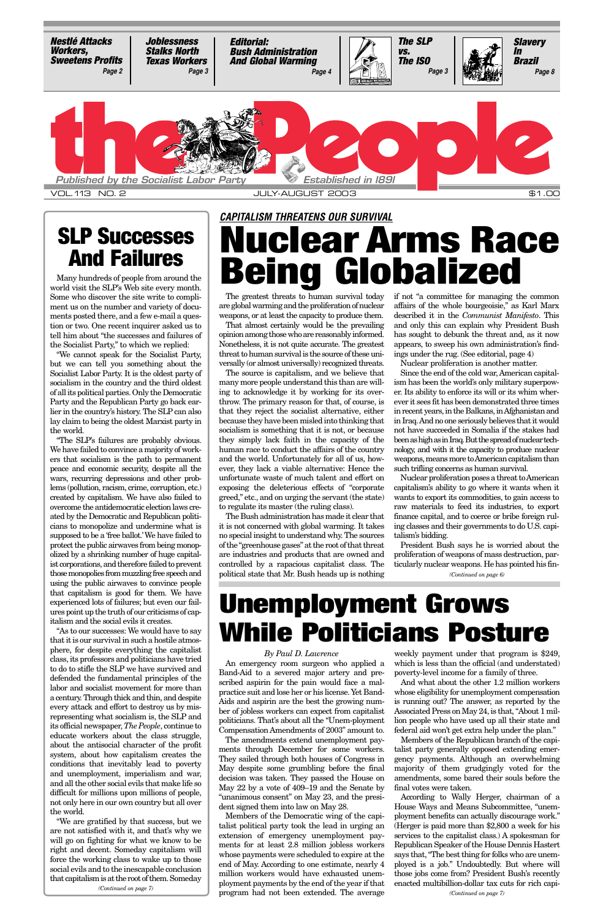**Nestlé Attacks Workers, Sweetens Profits** Page 2 | **Joblessness Stalks North Texas Workers** Page 3 | **Editorial: Bush Administration And Global Warming** Page 4 | **The SLP vs. The ISO** Page 3 | **Slavery In Brazil** Page 8

# the People

Published by the Socialist Labor Party — Established in 1891

VOL. 113 NO. 2 — JULY-AUGUST 2003 — $1.00

## SLP Successes And Failures

Many hundreds of people from around the world visit the SLP's Web site every month. Some who discover the site write to compliment us on the number and variety of documents posted there, and a few e-mail a question or two. One recent inquirer asked us to tell him about "the successes and failures of the Socialist Party," to which we replied:

"We cannot speak for the Socialist Party, but we can tell you something about the Socialist Labor Party. It is the oldest party of socialism in the country and the third oldest of all its political parties. Only the Democratic Party and the Republican Party go back earlier in the country's history. The SLP can also lay claim to being the oldest Marxist party in the world.

"The SLP's failures are probably obvious. We have failed to convince a majority of workers that socialism is the path to permanent peace and economic security, despite all the wars, recurring depressions and other problems (pollution, racism, crime, corruption, etc.) created by capitalism. We have also failed to overcome the antidemocratic election laws created by the Democratic and Republican politicians to monopolize and undermine what is supposed to be a 'free ballot.' We have failed to protect the public airwaves from being monopolized by a shrinking number of huge capitalist corporations, and therefore failed to prevent those monopolies from muzzling free speech and using the public airwaves to convince people that capitalism is good for them. We have experienced lots of failures; but even our failures point up the truth of our criticisms of capitalism and the social evils it creates.

"As to our successes: We would have to say that it is our survival in such a hostile atmosphere, for despite everything the capitalist class, its professors and politicians have tried to do to stifle the SLP we have survived and defended the fundamental principles of the labor and socialist movement for more than a century. Through thick and thin, and despite every attack and effort to destroy us by misrepresenting what socialism is, the SLP and its official newspaper, *The People*, continue to educate workers about the class struggle, about the antisocial character of the profit system, about how capitalism creates the conditions that inevitably lead to poverty and unemployment, imperialism and war, and all the other social evils that make life so difficult for millions upon millions of people, not only here in our own country but all over the world.

"We are gratified by that success, but we are not satisfied with it, and that's why we will go on fighting for what we know to be right and decent. Someday capitalism will force the working class to wake up to those social evils and to the inescapable conclusion that capitalism is at the root of them. Someday

*(Continued on page 7)*

*CAPITALISM THREATENS OUR SURVIVAL*

# Nuclear Arms Race Being Globalized

The greatest threats to human survival today are global warming and the proliferation of nuclear weapons, or at least the capacity to produce them.

That almost certainly would be the prevailing opinion among those who are reasonably informed. Nonetheless, it is not quite accurate. The greatest threat to human survival is the source of these universally (or almost universally) recognized threats.

The source is capitalism, and we believe that many more people understand this than are willing to acknowledge it by working for its overthrow. The primary reason for that, of course, is that they reject the socialist alternative, either because they have been misled into thinking that socialism is something that it is not, or because they simply lack faith in the capacity of the human race to conduct the affairs of the country and the world. Unfortunately for all of us, however, they lack a viable alternative: Hence the unfortunate waste of much talent and effort on exposing the deleterious effects of "corporate greed," and on urging the servant (the state) to regulate its master (the ruling class).

The Bush administration has made it clear that it is not concerned with global warming. It takes no special insight to understand why. The sources of the "greenhouse gases" at the root of that threat are industries and products that are owned and controlled by a rapacious capitalist class. The political state that Mr. Bush heads up is nothing if not "a committee for managing the common affairs of the whole bourgeoisie," as Karl Marx described it in the *Communist Manifesto*. This and only this can explain why President Bush has sought to debunk the threat and, as it now appears, to sweep his own administration's findings under the rug. (See editorial, page 4)

Nuclear proliferation is another matter.

Since the end of the cold war, American capitalism has been the world's only military superpower. Its ability to enforce its will or its whim wherever it sees fit has been demonstrated three times in recent years, in the Balkans, in Afghanistan and in Iraq. And no one seriously believes that it would not have succeeded in Somalia if the stakes had been as high as in Iraq. But the spread of nuclear technology, and with it the capacity to produce nuclear weapons, means more to American capitalism than such trifling concerns as human survival.

Nuclear proliferation poses a threat to American capitalism's ability to go where it wants when it wants to export its commodities, to gain access to raw materials to feed its industries, to export finance capital, and to coerce or bribe foreign ruling classes and their governments to do U.S. capitalism's bidding.

President Bush says he is worried about the proliferation of weapons of mass destruction, particularly nuclear weapons. He has pointed his fin-

*(Continued on page 6)*

# Unemployment Grows While Politicians Posture

*By Paul D. Lawrence*

An emergency room surgeon who applied a Band-Aid to a severed major artery and prescribed aspirin for the pain would face a malpractice suit and lose her or his license. Yet Band-Aids and aspirin are the best the growing number of jobless workers can expect from capitalist politicians. That's about all the "Unemployment Compensation Amendments of 2003" amount to.

The amendments extend unemployment payments through December for some workers. They sailed through both houses of Congress in May despite some grumbling before the final decision was taken. They passed the House on May 22 by a vote of 409–19 and the Senate by "unanimous consent" on May 23, and the president signed them into law on May 28.

Members of the Democratic wing of the capitalist political party took the lead in urging an extension of emergency unemployment payments for at least 2.8 million jobless workers whose payments were scheduled to expire at the end of May. According to one estimate, nearly 4 million workers would have exhausted unemployment payments by the end of the year if that program had not been extended. The average weekly payment under that program is $249, which is less than the official (and understated) poverty-level income for a family of three.

And what about the other 1.2 million workers whose eligibility for unemployment compensation is running out? The answer, as reported by the Associated Press on May 24, is that, "About 1 million people who have used up all their state and federal aid won't get extra help under the plan."

Members of the Republican branch of the capitalist party generally opposed extending emergency payments. Although an overwhelming majority of them grudgingly voted for the amendments, some bared their souls before the final votes were taken.

According to Wally Herger, chairman of a House Ways and Means Subcommittee, "unemployment benefits can actually discourage work." (Herger is paid more than $2,800 a week for his services to the capitalist class.) A spokesman for Republican Speaker of the House Dennis Hastert says that, "The best thing for folks who are unemployed is a job." Undoubtedly. But where will those jobs come from? President Bush's recently enacted multibillion-dollar tax cuts for rich capi-

*(Continued on page 7)*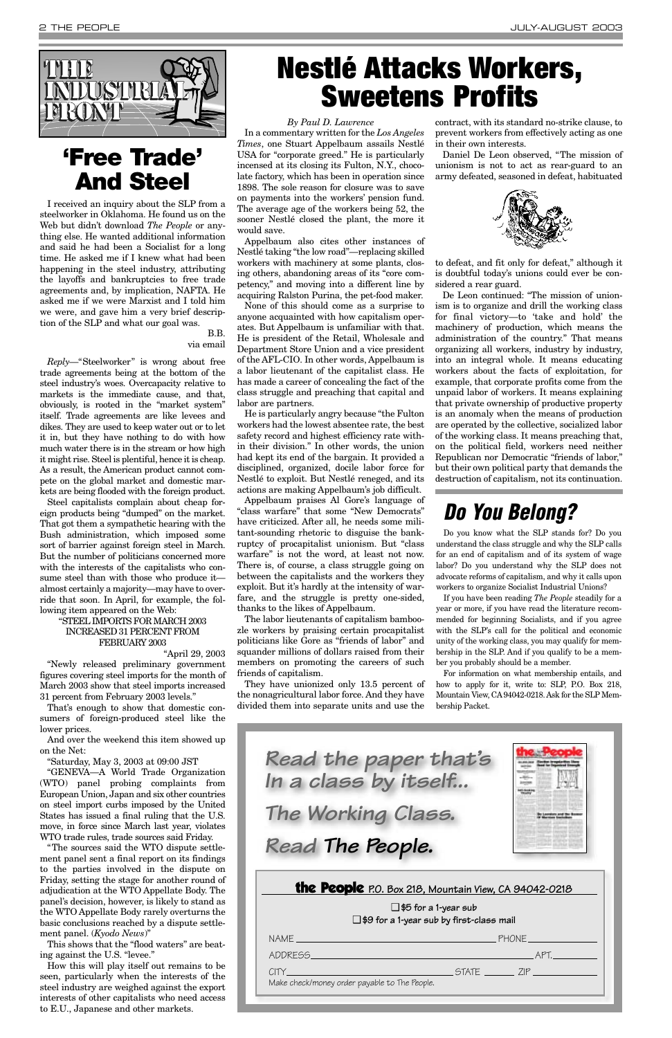# THE INDUSTRIAL FRONT

## 'Free Trade' And Steel

I received an inquiry about the SLP from a steelworker in Oklahoma. He found us on the Web but didn't download *The People* or anything else. He wanted additional information and said he had been a Socialist for a long time. He asked me if I knew what had been happening in the steel industry, attributing the layoffs and bankruptcies to free trade agreements and, by implication, NAFTA. He asked me if we were Marxist and I told him we were, and gave him a very brief description of the SLP and what our goal was.

B.B.
via email

*Reply*—"Steelworker" is wrong about free trade agreements being at the bottom of the steel industry's woes. Overcapacity relative to markets is the immediate cause, and that, obviously, is rooted in the "market system" itself. Trade agreements are like levees and dikes. They are used to keep water out or to let it in, but they have nothing to do with how much water there is in the stream or how high it might rise. Steel is plentiful, hence it is cheap. As a result, the American product cannot compete on the global market and domestic markets are being flooded with the foreign product.

Steel capitalists complain about cheap foreign products being "dumped" on the market. That got them a sympathetic hearing with the Bush administration, which imposed some sort of barrier against foreign steel in March. But the number of politicians concerned more with the interests of the capitalists who consume steel than with those who produce it—almost certainly a majority—may have to override that soon. In April, for example, the following item appeared on the Web:

"STEEL IMPORTS FOR MARCH 2003 INCREASED 31 PERCENT FROM FEBRUARY 2003

"April 29, 2003

"Newly released preliminary government figures covering steel imports for the month of March 2003 show that steel imports increased 31 percent from February 2003 levels."

That's enough to show that domestic consumers of foreign-produced steel like the lower prices.

And over the weekend this item showed up on the Net:

"Saturday, May 3, 2003 at 09:00 JST

"GENEVA—A World Trade Organization (WTO) panel probing complaints from European Union, Japan and six other countries on steel import curbs imposed by the United States has issued a final ruling that the U.S. move, in force since March last year, violates WTO trade rules, trade sources said Friday.

"The sources said the WTO dispute settlement panel sent a final report on its findings to the parties involved in the dispute on Friday, setting the stage for another round of adjudication at the WTO Appellate Body. The panel's decision, however, is likely to stand as the WTO Appellate Body rarely overturns the basic conclusions reached by a dispute settlement panel. (*Kyodo News*)"

This shows that the "flood waters" are beating against the U.S. "levee."

How this will play itself out remains to be seen, particularly when the interests of the steel industry are weighed against the export interests of other capitalists who need access to E.U., Japanese and other markets.

# Nestlé Attacks Workers, Sweetens Profits

*By Paul D. Lawrence*

In a commentary written for the *Los Angeles Times*, one Stuart Appelbaum assails Nestlé USA for "corporate greed." He is particularly incensed at its closing its Fulton, N.Y., chocolate factory, which has been in operation since 1898. The sole reason for closure was to save on payments into the workers' pension fund. The average age of the workers being 52, the sooner Nestlé closed the plant, the more it would save.

Appelbaum also cites other instances of Nestlé taking "the low road"—replacing skilled workers with machinery at some plants, closing others, abandoning areas of its "core competency," and moving into a different line by acquiring Ralston Purina, the pet-food maker.

None of this should come as a surprise to anyone acquainted with how capitalism operates. But Appelbaum is unfamiliar with that. He is president of the Retail, Wholesale and Department Store Union and a vice president of the AFL-CIO. In other words, Appelbaum is a labor lieutenant of the capitalist class. He has made a career of concealing the fact of the class struggle and preaching that capital and labor are partners.

He is particularly angry because "the Fulton workers had the lowest absentee rate, the best safety record and highest efficiency rate within their division." In other words, the union had kept its end of the bargain. It provided a disciplined, organized, docile labor force for Nestlé to exploit. But Nestlé reneged, and its actions are making Appelbaum's job difficult.

Appelbaum praises Al Gore's language of "class warfare" that some "New Democrats" have criticized. After all, he needs some militant-sounding rhetoric to disguise the bankruptcy of procapitalist unionism. But "class warfare" is not the word, at least not now. There is, of course, a class struggle going on between the capitalists and the workers they exploit. But it's hardly at the intensity of warfare, and the struggle is pretty one-sided, thanks to the likes of Appelbaum.

The labor lieutenants of capitalism bamboozle workers by praising certain procapitalist politicians like Gore as "friends of labor" and squander millions of dollars raised from their members on promoting the careers of such friends of capitalism.

They have unionized only 13.5 percent of the nonagricultural labor force. And they have divided them into separate units and use the contract, with its standard no-strike clause, to prevent workers from effectively acting as one in their own interests.

Daniel De Leon observed, "The mission of unionism is not to act as rear-guard to an army defeated, seasoned in defeat, habituated to defeat, and fit only for defeat," although it is doubtful today's unions could ever be considered a rear guard.

De Leon continued: "The mission of unionism is to organize and drill the working class for final victory—to 'take and hold' the machinery of production, which means the administration of the country." That means organizing all workers, industry by industry, into an integral whole. It means educating workers about the facts of exploitation, for example, that corporate profits come from the unpaid labor of workers. It means explaining that private ownership of productive property is an anomaly when the means of production are operated by the collective, socialized labor of the working class. It means preaching that, on the political field, workers need neither Republican nor Democratic "friends of labor," but their own political party that demands the destruction of capitalism, not its continuation.

## *Do You Belong?*

Do you know what the SLP stands for? Do you understand the class struggle and why the SLP calls for an end of capitalism and of its system of wage labor? Do you understand why the SLP does not advocate reforms of capitalism, and why it calls upon workers to organize Socialist Industrial Unions?

If you have been reading *The People* steadily for a year or more, if you have read the literature recommended for beginning Socialists, and if you agree with the SLP's call for the political and economic unity of the working class, you may qualify for membership in the SLP. And if you qualify to be a member you probably should be a member.

For information on what membership entails, and how to apply for it, write to: SLP, P.O. Box 218, Mountain View, CA 94042-0218. Ask for the SLP Membership Packet.

---

*Read the paper that's In a class by itself...*

*The Working Class.*

*Read **The People**.*

**the People** P.O. Box 218, Mountain View, CA 94042-0218

☐ $5 for a 1-year sub
☐ $9 for a 1-year sub by first-class mail

NAME ______________________ PHONE __________

ADDRESS ______________________ APT. ______

CITY ______________ STATE ______ ZIP ________

Make check/money order payable to The People.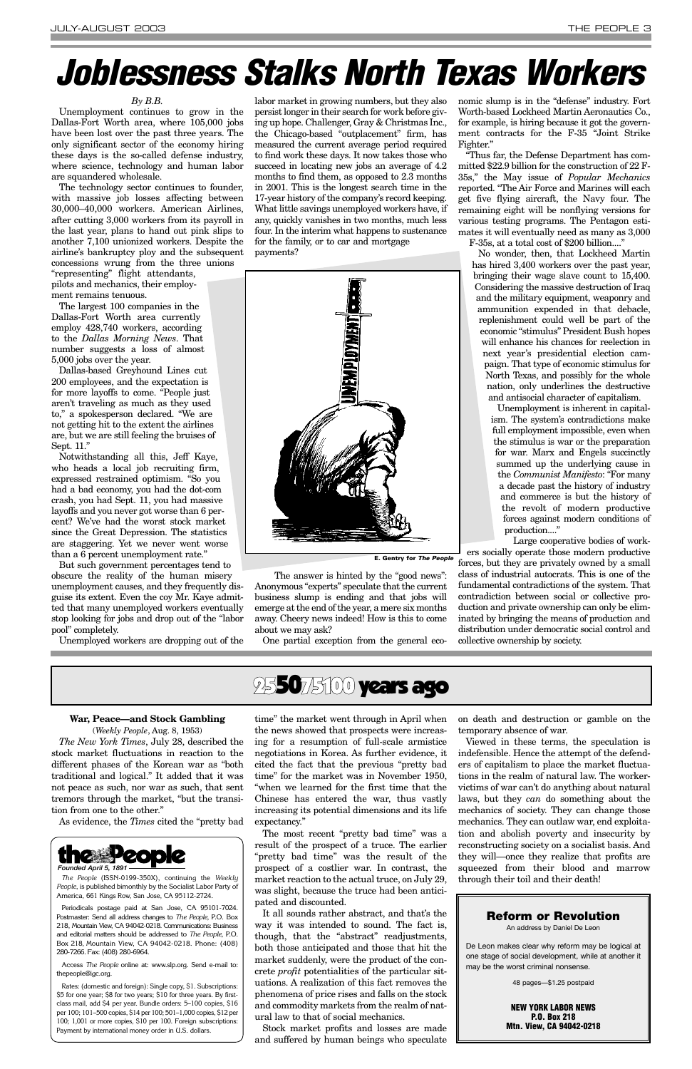# Joblessness Stalks North Texas Workers

*By B.B.*

Unemployment continues to grow in the Dallas-Fort Worth area, where 105,000 jobs have been lost over the past three years. The only significant sector of the economy hiring these days is the so-called defense industry, where science, technology and human labor are squandered wholesale.

The technology sector continues to founder, with massive job losses affecting between 30,000–40,000 workers. American Airlines, after cutting 3,000 workers from its payroll in the last year, plans to hand out pink slips to another 7,100 unionized workers. Despite the airline's bankruptcy ploy and the subsequent concessions wrung from the three unions "representing" flight attendants, pilots and mechanics, their employment remains tenuous.

The largest 100 companies in the Dallas-Fort Worth area currently employ 428,740 workers, according to the *Dallas Morning News*. That number suggests a loss of almost 5,000 jobs over the year.

Dallas-based Greyhound Lines cut 200 employees, and the expectation is for more layoffs to come. "People just aren't traveling as much as they used to," a spokesperson declared. "We are not getting hit to the extent the airlines are, but we are still feeling the bruises of Sept. 11."

Notwithstanding all this, Jeff Kaye, who heads a local job recruiting firm, expressed restrained optimism. "So you had a bad economy, you had the dot-com crash, you had Sept. 11, you had massive layoffs and you never got worse than 6 percent? We've had the worst stock market since the Great Depression. The statistics are staggering. Yet we never went worse than a 6 percent unemployment rate."

But such government percentages tend to obscure the reality of the human misery unemployment causes, and they frequently disguise its extent. Even the coy Mr. Kaye admitted that many unemployed workers eventually stop looking for jobs and drop out of the "labor pool" completely.

Unemployed workers are dropping out of the labor market in growing numbers, but they also persist longer in their search for work before giving up hope. Challenger, Gray & Christmas Inc., the Chicago-based "outplacement" firm, has measured the current average period required to find work these days. It now takes those who succeed in locating new jobs an average of 4.2 months to find them, as opposed to 2.3 months in 2001. This is the longest search time in the 17-year history of the company's record keeping. What little savings unemployed workers have, if any, quickly vanishes in two months, much less four. In the interim what happens to sustenance for the family, or to car and mortgage payments?

E. Gentry for *The People*

The answer is hinted by the "good news": Anonymous "experts" speculate that the current business slump is ending and that jobs will emerge at the end of the year, a mere six months away. Cheery news indeed! How is this to come about we may ask?

One partial exception from the general economic slump is in the "defense" industry. Fort Worth-based Lockheed Martin Aeronautics Co., for example, is hiring because it got the government contracts for the F-35 "Joint Strike Fighter."

"Thus far, the Defense Department has committed $22.9 billion for the construction of 22 F-35s," the May issue of *Popular Mechanics* reported. "The Air Force and Marines will each get five flying aircraft, the Navy four. The remaining eight will be nonflying versions for various testing programs. The Pentagon estimates it will eventually need as many as 3,000 F-35s, at a total cost of $200 billion...."

No wonder, then, that Lockheed Martin has hired 3,400 workers over the past year, bringing their wage slave count to 15,400. Considering the massive destruction of Iraq and the military equipment, weaponry and ammunition expended in that debacle, replenishment could well be part of the economic "stimulus" President Bush hopes will enhance his chances for reelection in next year's presidential election campaign. That type of economic stimulus for North Texas, and possibly for the whole nation, only underlines the destructive and antisocial character of capitalism.

Unemployment is inherent in capitalism. The system's contradictions make full employment impossible, even when the stimulus is war or the preparation for war. Marx and Engels succinctly summed up the underlying cause in the *Communist Manifesto*: "For many a decade past the history of industry and commerce is but the history of the revolt of modern productive forces against modern conditions of production...."

Large cooperative bodies of workers socially operate those modern productive forces, but they are privately owned by a small class of industrial autocrats. This is one of the fundamental contradictions of the system. That contradiction between social or collective production and private ownership can only be eliminated by bringing the means of production and distribution under democratic social control and collective ownership by society.

## 25 50 75 100 years ago

### War, Peace—and Stock Gambling

(*Weekly People*, Aug. 8, 1953)

*The New York Times*, July 28, described the stock market fluctuations in reaction to the different phases of the Korean war as "both traditional and logical." It added that it was not peace as such, nor war as such, that sent tremors through the market, "but the transition from one to the other."

As evidence, the *Times* cited the "pretty bad time" the market went through in April when the news showed that prospects were increasing for a resumption of full-scale armistice negotiations in Korea. As further evidence, it cited the fact that the previous "pretty bad time" for the market was in November 1950, "when we learned for the first time that the Chinese has entered the war, thus vastly increasing its potential dimensions and its life expectancy."

The most recent "pretty bad time" was a result of the prospect of a truce. The earlier "pretty bad time" was the result of the prospect of a costlier war. In contrast, the market reaction to the actual truce, on July 29, was slight, because the truce had been anticipated and discounted.

It all sounds rather abstract, and that's the way it was intended to sound. The fact is, though, that the "abstract" readjustments, both those anticipated and those that hit the market suddenly, were the product of the concrete *profit* potentialities of the particular situations. A realization of this fact removes the phenomena of price rises and falls on the stock and commodity markets from the realm of natural law to that of social mechanics.

Stock market profits and losses are made and suffered by human beings who speculate on death and destruction or gamble on the temporary absence of war.

Viewed in these terms, the speculation is indefensible. Hence the attempt of the defenders of capitalism to place the market fluctuations in the realm of natural law. The worker-victims of war can't do anything about natural laws, but they *can* do something about the mechanics of society. They can change those mechanics. They can outlaw war, end exploitation and abolish poverty and insecurity by reconstructing society on a socialist basis. And they will—once they realize that profits are squeezed from their blood and marrow through their toil and their death!

---

**the People**

*Founded April 5, 1891*

*The People* (ISSN-0199-350X), continuing the *Weekly People*, is published bimonthly by the Socialist Labor Party of America, 661 Kings Row, San Jose, CA 95112-2724.

Periodicals postage paid at San Jose, CA 95101-7024. Postmaster: Send all address changes to *The People*, P.O. Box 218, Mountain View, CA 94042-0218. Communications: Business and editorial matters should be addressed to *The People*, P.O. Box 218, Mountain View, CA 94042-0218. Phone: (408) 280-7266. Fax: (408) 280-6964.

Access *The People* online at: www.slp.org. Send e-mail to: thepeople@igc.org.

Rates: (domestic and foreign): Single copy, $1. Subscriptions: $5 for one year; $8 for two years; $10 for three years. By first-class mail, add $4 per year. Bundle orders: 5–100 copies, $16 per 100; 101–500 copies, $14 per 100; 501–1,000 copies, $12 per 100; 1,001 or more copies, $10 per 100. Foreign subscriptions: Payment by international money order in U.S. dollars.

---

**Reform or Revolution**

An address by Daniel De Leon

De Leon makes clear why reform may be logical at one stage of social development, while at another it may be the worst criminal nonsense.

48 pages—$1.25 postpaid

**NEW YORK LABOR NEWS**
**P.O. Box 218**
**Mtn. View, CA 94042-0218**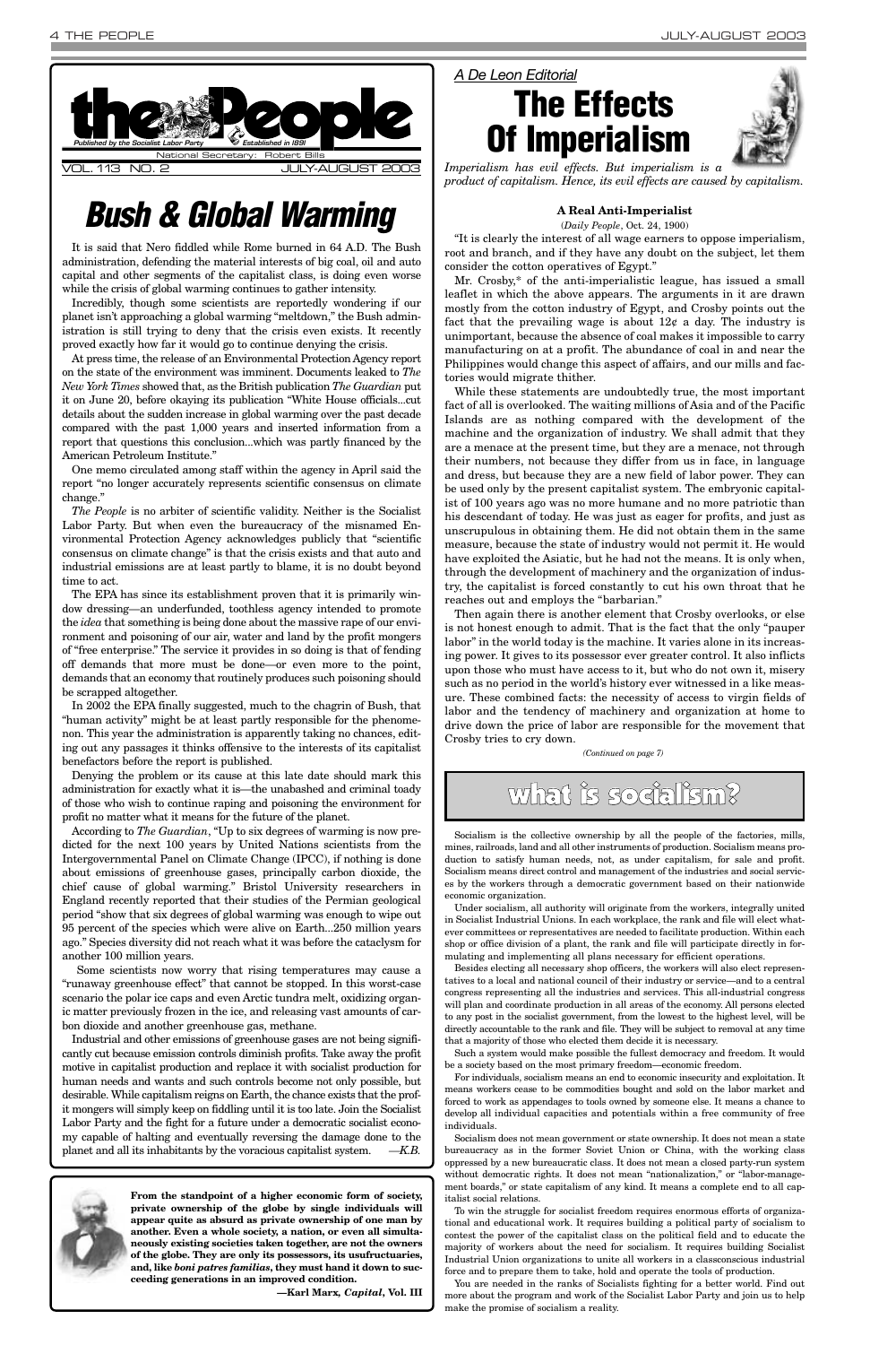# the People

*Published by the Socialist Labor Party* — *Established in 1891*

National Secretary: Robert Bills

VOL. 113 NO. 2 — JULY-AUGUST 2003

# Bush & Global Warming

It is said that Nero fiddled while Rome burned in 64 A.D. The Bush administration, defending the material interests of big coal, oil and auto capital and other segments of the capitalist class, is doing even worse while the crisis of global warming continues to gather intensity.

Incredibly, though some scientists are reportedly wondering if our planet isn't approaching a global warming "meltdown," the Bush administration is still trying to deny that the crisis even exists. It recently proved exactly how far it would go to continue denying the crisis.

At press time, the release of an Environmental Protection Agency report on the state of the environment was imminent. Documents leaked to *The New York Times* showed that, as the British publication *The Guardian* put it on June 20, before okaying its publication "White House officials...cut details about the sudden increase in global warming over the past decade compared with the past 1,000 years and inserted information from a report that questions this conclusion...which was partly financed by the American Petroleum Institute."

One memo circulated among staff within the agency in April said the report "no longer accurately represents scientific consensus on climate change."

*The People* is no arbiter of scientific validity. Neither is the Socialist Labor Party. But when even the bureaucracy of the misnamed Environmental Protection Agency acknowledges publicly that "scientific consensus on climate change" is that the crisis exists and that auto and industrial emissions are at least partly to blame, it is no doubt beyond time to act.

The EPA has since its establishment proven that it is primarily window dressing—an underfunded, toothless agency intended to promote the *idea* that something is being done about the massive rape of our environment and poisoning of our air, water and land by the profit mongers of "free enterprise." The service it provides in so doing is that of fending off demands that more must be done—or even more to the point, demands that an economy that routinely produces such poisoning should be scrapped altogether.

In 2002 the EPA finally suggested, much to the chagrin of Bush, that "human activity" might be at least partly responsible for the phenomenon. This year the administration is apparently taking no chances, editing out any passages it thinks offensive to the interests of its capitalist benefactors before the report is published.

Denying the problem or its cause at this late date should mark this administration for exactly what it is—the unabashed and criminal toady of those who wish to continue raping and poisoning the environment for profit no matter what it means for the future of the planet.

According to *The Guardian*, "Up to six degrees of warming is now predicted for the next 100 years by United Nations scientists from the Intergovernmental Panel on Climate Change (IPCC), if nothing is done about emissions of greenhouse gases, principally carbon dioxide, the chief cause of global warming." Bristol University researchers in England recently reported that their studies of the Permian geological period "show that six degrees of global warming was enough to wipe out 95 percent of the species which were alive on Earth...250 million years ago." Species diversity did not reach what it was before the cataclysm for another 100 million years.

Some scientists now worry that rising temperatures may cause a "runaway greenhouse effect" that cannot be stopped. In this worst-case scenario the polar ice caps and even Arctic tundra melt, oxidizing organic matter previously frozen in the ice, and releasing vast amounts of carbon dioxide and another greenhouse gas, methane.

Industrial and other emissions of greenhouse gases are not being significantly cut because emission controls diminish profits. Take away the profit motive in capitalist production and replace it with socialist production for human needs and wants and such controls become not only possible, but desirable. While capitalism reigns on Earth, the chance exists that the profit mongers will simply keep on fiddling until it is too late. Join the Socialist Labor Party and the fight for a future under a democratic socialist economy capable of halting and eventually reversing the damage done to the planet and all its inhabitants by the voracious capitalist system. —*K.B.*

**From the standpoint of a higher economic form of society, private ownership of the globe by single individuals will appear quite as absurd as private ownership of one man by another. Even a whole society, a nation, or even all simultaneously existing societies taken together, are not the owners of the globe. They are only its possessors, its usufructuaries, and, like *boni patres familias*, they must hand it down to succeeding generations in an improved condition.**

**—Karl Marx, *Capital*, Vol. III**

*A De Leon Editorial*

# The Effects Of Imperialism

*Imperialism has evil effects. But imperialism is a product of capitalism. Hence, its evil effects are caused by capitalism.*

### A Real Anti-Imperialist

(*Daily People*, Oct. 24, 1900)

"It is clearly the interest of all wage earners to oppose imperialism, root and branch, and if they have any doubt on the subject, let them consider the cotton operatives of Egypt."

Mr. Crosby,* of the anti-imperialistic league, has issued a small leaflet in which the above appears. The arguments in it are drawn mostly from the cotton industry of Egypt, and Crosby points out the fact that the prevailing wage is about 12¢ a day. The industry is unimportant, because the absence of coal makes it impossible to carry manufacturing on at a profit. The abundance of coal in and near the Philippines would change this aspect of affairs, and our mills and factories would migrate thither.

While these statements are undoubtedly true, the most important fact of all is overlooked. The waiting millions of Asia and of the Pacific Islands are as nothing compared with the development of the machine and the organization of industry. We shall admit that they are a menace at the present time, but they are a menace, not through their numbers, not because they differ from us in face, in language and dress, but because they are a new field of labor power. They can be used only by the present capitalist system. The embryonic capitalist of 100 years ago was no more humane and no more patriotic than his descendant of today. He was just as eager for profits, and just as unscrupulous in obtaining them. He did not obtain them in the same measure, because the state of industry would not permit it. He would have exploited the Asiatic, but he had not the means. It is only when, through the development of machinery and the organization of industry, the capitalist is forced constantly to cut his own throat that he reaches out and employs the "barbarian."

Then again there is another element that Crosby overlooks, or else is not honest enough to admit. That is the fact that the only "pauper labor" in the world today is the machine. It varies alone in its increasing power. It gives to its possessor ever greater control. It also inflicts upon those who must have access to it, but who do not own it, misery such as no period in the world's history ever witnessed in a like measure. These combined facts: the necessity of access to virgin fields of labor and the tendency of machinery and organization at home to drive down the price of labor are responsible for the movement that Crosby tries to cry down.

*(Continued on page 7)*

## what is socialism?

Socialism is the collective ownership by all the people of the factories, mills, mines, railroads, land and all other instruments of production. Socialism means production to satisfy human needs, not, as under capitalism, for sale and profit. Socialism means direct control and management of the industries and social services by the workers through a democratic government based on their nationwide economic organization.

Under socialism, all authority will originate from the workers, integrally united in Socialist Industrial Unions. In each workplace, the rank and file will elect whatever committees or representatives are needed to facilitate production. Within each shop or office division of a plant, the rank and file will participate directly in formulating and implementing all plans necessary for efficient operations.

Besides electing all necessary shop officers, the workers will also elect representatives to a local and national council of their industry or service—and to a central congress representing all the industries and services. This all-industrial congress will plan and coordinate production in all areas of the economy. All persons elected to any post in the socialist government, from the lowest to the highest level, will be directly accountable to the rank and file. They will be subject to removal at any time that a majority of those who elected them decide it is necessary.

Such a system would make possible the fullest democracy and freedom. It would be a society based on the most primary freedom—economic freedom.

For individuals, socialism means an end to economic insecurity and exploitation. It means workers cease to be commodities bought and sold on the labor market and forced to work as appendages to tools owned by someone else. It means a chance to develop all individual capacities and potentials within a free community of free individuals.

Socialism does not mean government or state ownership. It does not mean a state bureaucracy as in the former Soviet Union or China, with the working class oppressed by a new bureaucratic class. It does not mean a closed party-run system without democratic rights. It does not mean "nationalization," or "labor-management boards," or state capitalism of any kind. It means a complete end to all capitalist social relations.

To win the struggle for socialist freedom requires enormous efforts of organizational and educational work. It requires building a political party of socialism to contest the power of the capitalist class on the political field and to educate the majority of workers about the need for socialism. It requires building Socialist Industrial Union organizations to unite all workers in a classconscious industrial force and to prepare them to take, hold and operate the tools of production.

You are needed in the ranks of Socialists fighting for a better world. Find out more about the program and work of the Socialist Labor Party and join us to help make the promise of socialism a reality.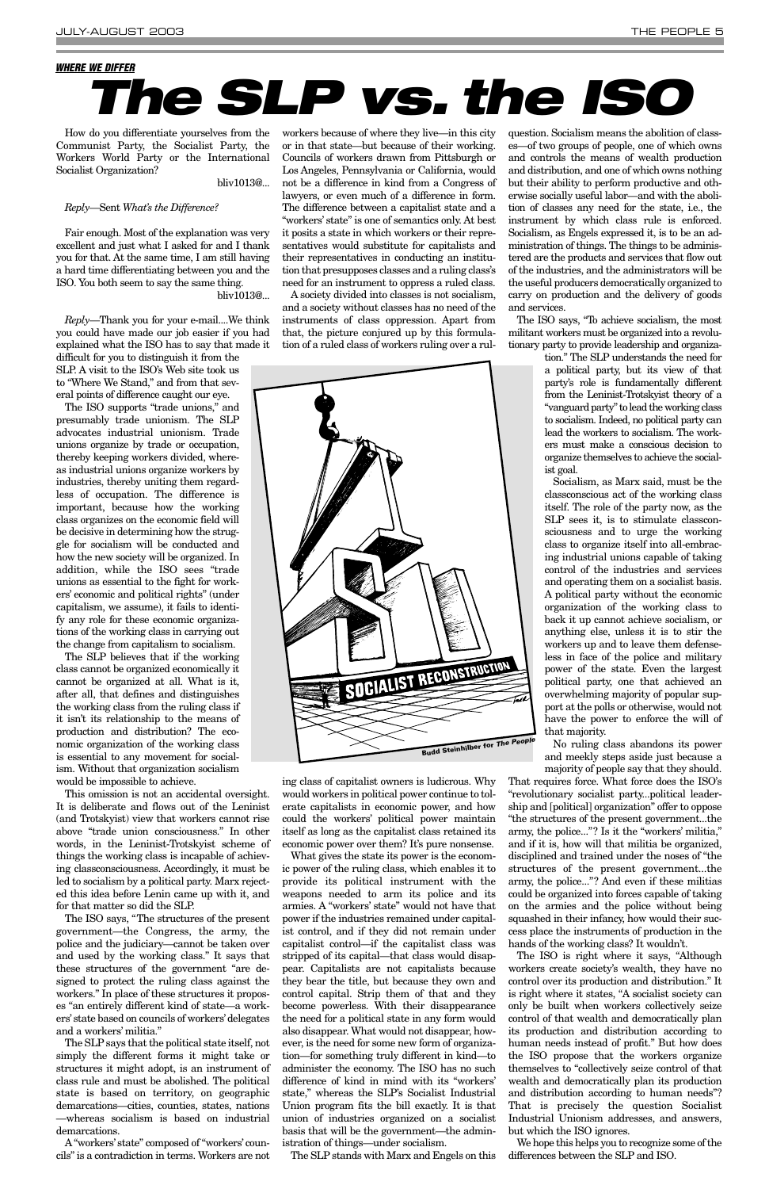***WHERE WE DIFFER***

# The SLP vs. the ISO

How do you differentiate yourselves from the Communist Party, the Socialist Party, the Workers World Party or the International Socialist Organization?

bliv1013@...

*Reply*—Sent *What's the Difference?*

Fair enough. Most of the explanation was very excellent and just what I asked for and I thank you for that. At the same time, I am still having a hard time differentiating between you and the ISO. You both seem to say the same thing.

bliv1013@...

*Reply*—Thank you for your e-mail....We think you could have made our job easier if you had explained what the ISO has to say that made it difficult for you to distinguish it from the SLP. A visit to the ISO's Web site took us to "Where We Stand," and from that several points of difference caught our eye.

The ISO supports "trade unions," and presumably trade unionism. The SLP advocates industrial unionism. Trade unions organize by trade or occupation, thereby keeping workers divided, whereas industrial unions organize workers by industries, thereby uniting them regardless of occupation. The difference is important, because how the working class organizes on the economic field will be decisive in determining how the struggle for socialism will be conducted and how the new society will be organized. In addition, while the ISO sees "trade unions as essential to the fight for workers' economic and political rights" (under capitalism, we assume), it fails to identify any role for these economic organizations of the working class in carrying out the change from capitalism to socialism.

The SLP believes that if the working class cannot be organized economically it cannot be organized at all. What is it, after all, that defines and distinguishes the working class from the ruling class if it isn't its relationship to the means of production and distribution? The economic organization of the working class is essential to any movement for socialism. Without that organization socialism would be impossible to achieve.

This omission is not an accidental oversight. It is deliberate and flows out of the Leninist (and Trotskyist) view that workers cannot rise above "trade union consciousness." In other words, in the Leninist-Trotskyist scheme of things the working class is incapable of achieving classconsciousness. Accordingly, it must be led to socialism by a political party. Marx rejected this idea before Lenin came up with it, and for that matter so did the SLP.

The ISO says, "The structures of the present government—the Congress, the army, the police and the judiciary—cannot be taken over and used by the working class." It says that these structures of the government "are designed to protect the ruling class against the workers." In place of these structures it proposes "an entirely different kind of state—a workers' state based on councils of workers' delegates and a workers' militia."

The SLP says that the political state itself, not simply the different forms it might take or structures it might adopt, is an instrument of class rule and must be abolished. The political state is based on territory, on geographic demarcations—cities, counties, states, nations—whereas socialism is based on industrial demarcations.

A "workers' state" composed of "workers' councils" is a contradiction in terms. Workers are not workers because of where they live—in this city or in that state—but because of their working. Councils of workers drawn from Pittsburgh or Los Angeles, Pennsylvania or California, would not be a difference in kind from a Congress of lawyers, or even much of a difference in form. The difference between a capitalist state and a "workers' state" is one of semantics only. At best it posits a state in which workers or their representatives would substitute for capitalists and their representatives in conducting an institution that presupposes classes and a ruling class's need for an instrument to oppress a ruled class.

A society divided into classes is not socialism, and a society without classes has no need of the instruments of class oppression. Apart from that, the picture conjured up by this formulation of a ruled class of workers ruling over a ruling class of capitalist owners is ludicrous. Why would workers in political power continue to tolerate capitalists in economic power, and how could the workers' political power maintain itself as long as the capitalist class retained its economic power over them? It's pure nonsense.

What gives the state its power is the economic power of the ruling class, which enables it to provide its political instrument with the weapons needed to arm its police and its armies. A "workers' state" would not have that power if the industries remained under capitalist control, and if they did not remain under capitalist control—if the capitalist class was stripped of its capital—that class would disappear. Capitalists are not capitalists because they bear the title, but because they own and control capital. Strip them of that and they become powerless. With their disappearance the need for a political state in any form would also disappear. What would not disappear, however, is the need for some new form of organization—for something truly different in kind—to administer the economy. The ISO has no such difference of kind in mind with its "workers' state," whereas the SLP's Socialist Industrial Union program fits the bill exactly. It is that union of industries organized on a socialist basis that will be the government—the administration of things—under socialism.

The SLP stands with Marx and Engels on this question. Socialism means the abolition of classes—of two groups of people, one of which owns and controls the means of wealth production and distribution, and one of which owns nothing but their ability to perform productive and otherwise socially useful labor—and with the abolition of classes any need for the state, i.e., the instrument by which class rule is enforced. Socialism, as Engels expressed it, is to be an administration of things. The things to be administered are the products and services that flow out of the industries, and the administrators will be the useful producers democratically organized to carry on production and the delivery of goods and services.

The ISO says, "To achieve socialism, the most militant workers must be organized into a revolutionary party to provide leadership and organization." The SLP understands the need for a political party, but its view of that party's role is fundamentally different from the Leninist-Trotskyist theory of a "vanguard party" to lead the working class to socialism. Indeed, no political party can lead the workers to socialism. The workers must make a conscious decision to organize themselves to achieve the socialist goal.

Socialism, as Marx said, must be the classconscious act of the working class itself. The role of the party now, as the SLP sees it, is to stimulate classconsciousness and to urge the working class to organize itself into all-embracing industrial unions capable of taking control of the industries and services and operating them on a socialist basis. A political party without the economic organization of the working class to back it up cannot achieve socialism, or anything else, unless it is to stir the workers up and to leave them defenseless in face of the police and military power of the state. Even the largest political party, one that achieved an overwhelming majority of popular support at the polls or otherwise, would not have the power to enforce the will of that majority.

No ruling class abandons its power and meekly steps aside just because a majority of people say that they should. That requires force. What force does the ISO's "revolutionary socialist party...political leadership and [political] organization" offer to oppose "the structures of the present government...the army, the police..."? Is it the "workers' militia," and if it is, how will that militia be organized, disciplined and trained under the noses of "the structures of the present government...the army, the police..."? And even if these militias could be organized into forces capable of taking on the armies and the police without being squashed in their infancy, how would their success place the instruments of production in the hands of the working class? It wouldn't.

The ISO is right where it says, "Although workers create society's wealth, they have no control over its production and distribution." It is right where it states, "A socialist society can only be built when workers collectively seize control of that wealth and democratically plan its production and distribution according to human needs instead of profit." But how does the ISO propose that the workers organize themselves to "collectively seize control of that wealth and democratically plan its production and distribution according to human needs"? That is precisely the question Socialist Industrial Unionism addresses, and answers, but which the ISO ignores.

We hope this helps you to recognize some of the differences between the SLP and ISO.

Budd Steinhilber for *The People*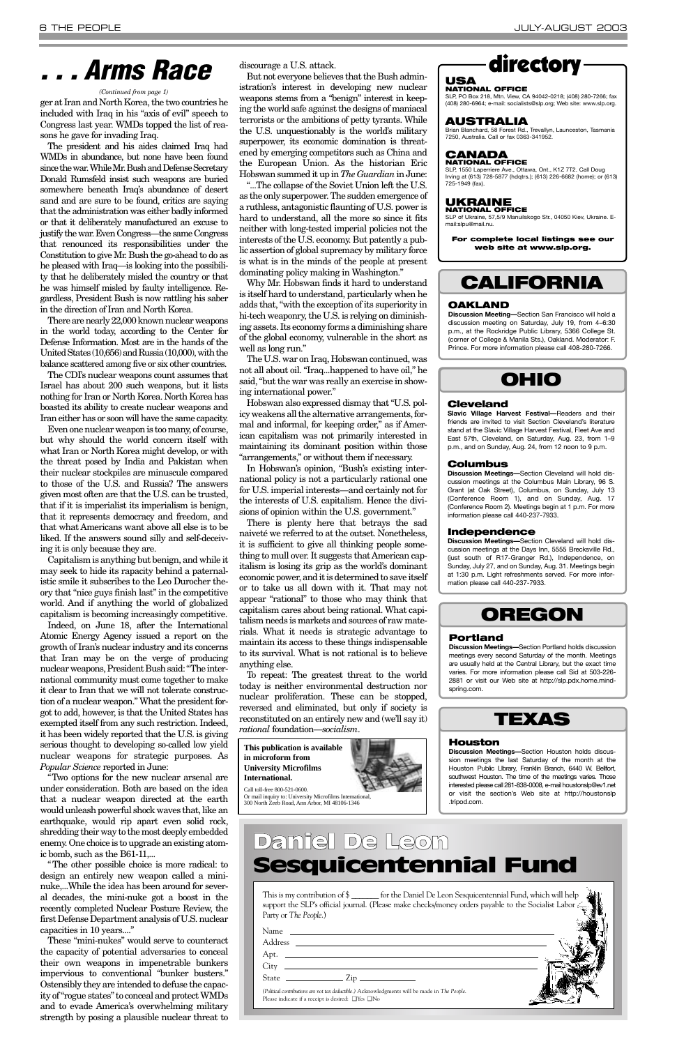# . . . Arms Race

*(Continued from page 1)*

ger at Iran and North Korea, the two countries he included with Iraq in his "axis of evil" speech to Congress last year. WMDs topped the list of reasons he gave for invading Iraq.

The president and his aides claimed Iraq had WMDs in abundance, but none have been found since the war. While Mr. Bush and Defense Secretary Donald Rumsfeld insist such weapons are buried somewhere beneath Iraq's abundance of desert sand and are sure to be found, critics are saying that the administration was either badly informed or that it deliberately manufactured an excuse to justify the war. Even Congress—the same Congress that renounced its responsibilities under the Constitution to give Mr. Bush the go-ahead to do as he pleased with Iraq—is looking into the possibility that he deliberately misled the country or that he was himself misled by faulty intelligence. Regardless, President Bush is now rattling his saber in the direction of Iran and North Korea.

There are nearly 22,000 known nuclear weapons in the world today, according to the Center for Defense Information. Most are in the hands of the United States (10,656) and Russia (10,000), with the balance scattered among five or six other countries.

The CDI's nuclear weapons count assumes that Israel has about 200 such weapons, but it lists nothing for Iran or North Korea. North Korea has boasted its ability to create nuclear weapons and Iran either has or soon will have the same capacity.

Even one nuclear weapon is too many, of course, but why should the world concern itself with what Iran or North Korea might develop, or with the threat posed by India and Pakistan when their nuclear stockpiles are minuscule compared to those of the U.S. and Russia? The answers given most often are that the U.S. can be trusted, that if it is imperialist its imperialism is benign, that it represents democracy and freedom, and that what Americans want above all else is to be liked. If the answers sound silly and self-deceiving it is only because they are.

Capitalism is anything but benign, and while it may seek to hide its rapacity behind a paternalistic smile it subscribes to the Leo Durocher theory that "nice guys finish last" in the competitive world. And if anything the world of globalized capitalism is becoming increasingly competitive.

Indeed, on June 18, after the International Atomic Energy Agency issued a report on the growth of Iran's nuclear industry and its concerns that Iran may be on the verge of producing nuclear weapons, President Bush said: "The international community must come together to make it clear to Iran that we will not tolerate construction of a nuclear weapon." What the president forgot to add, however, is that the United States has exempted itself from any such restriction. Indeed, it has been widely reported that the U.S. is giving serious thought to developing so-called low yield nuclear weapons for strategic purposes. As *Popular Science* reported in June:

"Two options for the new nuclear arsenal are under consideration. Both are based on the idea that a nuclear weapon directed at the earth would unleash powerful shock waves that, like an earthquake, would rip apart even solid rock, shredding their way to the most deeply embedded enemy. One choice is to upgrade an existing atomic bomb, such as the B61-11,...

"The other possible choice is more radical: to design an entirely new weapon called a mini-nuke,...While the idea has been around for several decades, the mini-nuke got a boost in the recently completed Nuclear Posture Review, the first Defense Department analysis of U.S. nuclear capacities in 10 years...."

These "mini-nukes" would serve to counteract the capacity of potential adversaries to conceal their own weapons in impenetrable bunkers impervious to conventional "bunker busters." Ostensibly they are intended to defuse the capacity of "rogue states" to conceal and protect WMDs and to evade America's overwhelming military strength by posing a plausible nuclear threat to discourage a U.S. attack.

But not everyone believes that the Bush administration's interest in developing new nuclear weapons stems from a "benign" interest in keeping the world safe against the designs of maniacal terrorists or the ambitions of petty tyrants. While the U.S. unquestionably is the world's military superpower, its economic domination is threatened by emerging competitors such as China and the European Union. As the historian Eric Hobswan summed it up in *The Guardian* in June:

"...The collapse of the Soviet Union left the U.S. as the only superpower. The sudden emergence of a ruthless, antagonistic flaunting of U.S. power is hard to understand, all the more so since it fits neither with long-tested imperial policies not the interests of the U.S. economy. But patently a public assertion of global supremacy by military force is what is in the minds of the people at present dominating policy making in Washington."

Why Mr. Hobswan finds it hard to understand is itself hard to understand, particularly when he adds that, "with the exception of its superiority in hi-tech weaponry, the U.S. is relying on diminishing assets. Its economy forms a diminishing share of the global economy, vulnerable in the short as well as long run."

The U.S. war on Iraq, Hobswan continued, was not all about oil. "Iraq...happened to have oil," he said, "but the war was really an exercise in showing international power."

Hobswan also expressed dismay that "U.S. policy weakens all the alternative arrangements, formal and informal, for keeping order," as if American capitalism was not primarily interested in maintaining its dominant position within those "arrangements," or without them if necessary.

In Hobswan's opinion, "Bush's existing international policy is not a particularly rational one for U.S. imperial interests—and certainly not for the interests of U.S. capitalism. Hence the divisions of opinion within the U.S. government."

There is plenty here that betrays the sad naiveté we referred to at the outset. Nonetheless, it is sufficient to give all thinking people something to mull over. It suggests that American capitalism is losing its grip as the world's dominant economic power, and it is determined to save itself or to take us all down with it. That may not appear "rational" to those who may think that capitalism cares about being rational. What capitalism needs is markets and sources of raw materials. What it needs is strategic advantage to maintain its access to these things indispensable to its survival. What is not rational is to believe anything else.

To repeat: The greatest threat to the world today is neither environmental destruction nor nuclear proliferation. These can be stopped, reversed and eliminated, but only if society is reconstituted on an entirely new and (we'll say it) *rational* foundation—*socialism*.

**This publication is available in microform from University Microfilms International.**

Call toll-free 800-521-0600.
Or mail inquiry to: University Microfilms International, 300 North Zeeb Road, Ann Arbor, MI 48106-1346

# directory

## USA
**NATIONAL OFFICE**
SLP, PO Box 218, Mtn. View, CA 94042-0218; (408) 280-7266; fax (408) 280-6964; e-mail: socialists@slp.org; Web site: www.slp.org.

## AUSTRALIA
Brian Blanchard, 58 Forest Rd., Trevallyn, Launceston, Tasmania 7250, Australia. Call or fax 0363-341952.

## CANADA
**NATIONAL OFFICE**
SLP, 1550 Laperriere Ave., Ottawa, Ont., K1Z 7T2. Call Doug Irving at (613) 728-5877 (hdqtrs.); (613) 226-6682 (home); or (613) 725-1949 (fax).

## UKRAINE
**NATIONAL OFFICE**
SLP of Ukraine, 57,5/9 Manuilskogo Str., 04050 Kiev, Ukraine. E-mail:slpu@mail.nu.

**For complete local listings see our web site at www.slp.org.**

# CALIFORNIA

### OAKLAND
**Discussion Meeting—**Section San Francisco will hold a discussion meeting on Saturday, July 19, from 4–6:30 p.m., at the Rockridge Public Library, 5366 College St. (corner of College & Manila Sts.), Oakland. Moderator: F. Prince. For more information please call 408-280-7266.

# OHIO

### Cleveland
**Slavic Village Harvest Festival—**Readers and their friends are invited to visit Section Cleveland's literature stand at the Slavic Village Harvest Festival, Fleet Ave and East 57th, Cleveland, on Saturday, Aug. 23, from 1–9 p.m., and on Sunday, Aug. 24, from 12 noon to 9 p.m.

### Columbus
**Discussion Meetings—**Section Cleveland will hold discussion meetings at the Columbus Main Library, 96 S. Grant (at Oak Street), Columbus, on Sunday, July 13 (Conference Room 1), and on Sunday, Aug. 17 (Conference Room 2). Meetings begin at 1 p.m. For more information please call 440-237-7933.

### Independence
**Discussion Meetings—**Section Cleveland will hold discussion meetings at the Days Inn, 5555 Brecksville Rd., (just south of R17-Granger Rd.), Independence, on Sunday, July 27, and on Sunday, Aug. 31. Meetings begin at 1:30 p.m. Light refreshments served. For more information please call 440-237-7933.

# OREGON

### Portland
**Discussion Meetings—**Section Portland holds discussion meetings every second Saturday of the month. Meetings are usually held at the Central Library, but the exact time varies. For more information please call Sid at 503-226-2881 or visit our Web site at http://slp.pdx.home.mindspring.com.

# TEXAS

### Houston
**Discussion Meetings—**Section Houston holds discussion meetings the last Saturday of the month at the Houston Public Library, Franklin Branch, 6440 W. Bellfort, southwest Houston. The time of the meetings varies. Those interested please call 281-838-0008, e-mail houstonslp@ev1.net or visit the section's Web site at http://houstonslp.tripod.com.

# Daniel De Leon Sesquicentennial Fund

This is my contribution of $ _______ for the Daniel De Leon Sesquicentennial Fund, which will help support the SLP's official journal. (Please make checks/money orders payable to the Socialist Labor Party or *The People*.)

Name ______________________
Address ______________________
Apt. ______________________
City ______________________
State __________ Zip __________

*(Political contributions are not tax deductible.)* Acknowledgments will be made in *The People*.
Please indicate if a receipt is desired: ☐Yes ☐No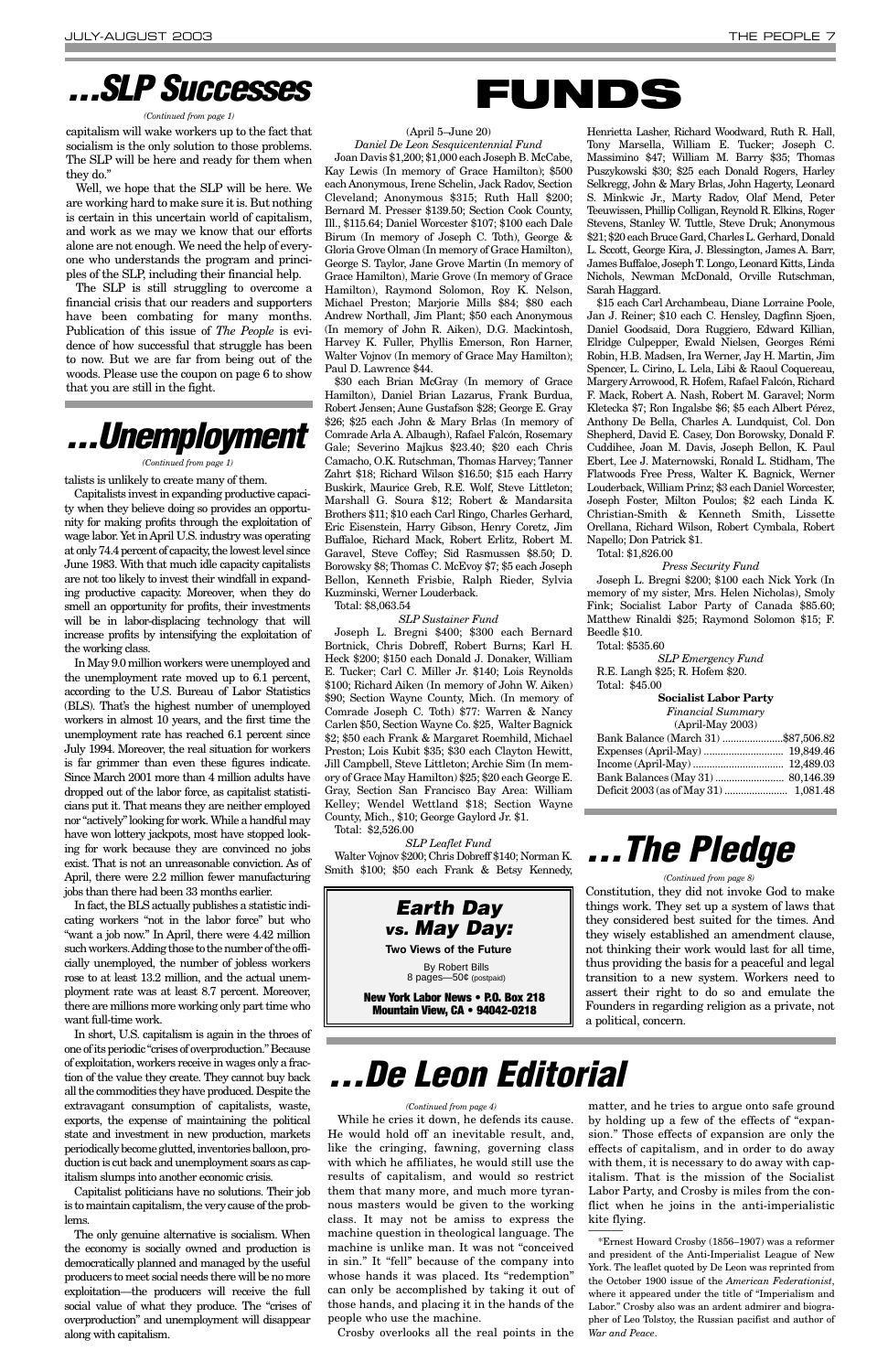# ...SLP Successes

*(Continued from page 1)*

capitalism will wake workers up to the fact that socialism is the only solution to those problems. The SLP will be here and ready for them when they do."

Well, we hope that the SLP will be here. We are working hard to make sure it is. But nothing is certain in this uncertain world of capitalism, and work as we may we know that our efforts alone are not enough. We need the help of everyone who understands the program and principles of the SLP, including their financial help.

The SLP is still struggling to overcome a financial crisis that our readers and supporters have been combating for many months. Publication of this issue of *The People* is evidence of how successful that struggle has been to now. But we are far from being out of the woods. Please use the coupon on page 6 to show that you are still in the fight.

# ...Unemployment

*(Continued from page 1)*

talists is unlikely to create many of them.

Capitalists invest in expanding productive capacity when they believe doing so provides an opportunity for making profits through the exploitation of wage labor. Yet in April U.S. industry was operating at only 74.4 percent of capacity, the lowest level since June 1983. With that much idle capacity capitalists are not too likely to invest their windfall in expanding productive capacity. Moreover, when they do smell an opportunity for profits, their investments will be in labor-displacing technology that will increase profits by intensifying the exploitation of the working class.

In May 9.0 million workers were unemployed and the unemployment rate moved up to 6.1 percent, according to the U.S. Bureau of Labor Statistics (BLS). That's the highest number of unemployed workers in almost 10 years, and the first time the unemployment rate has reached 6.1 percent since July 1994. Moreover, the real situation for workers is far grimmer than even these figures indicate. Since March 2001 more than 4 million adults have dropped out of the labor force, as capitalist statisticians put it. That means they are neither employed nor "actively" looking for work. While a handful may have won lottery jackpots, most have stopped looking for work because they are convinced no jobs exist. That is not an unreasonable conviction. As of April, there were 2.2 million fewer manufacturing jobs than there had been 33 months earlier.

In fact, the BLS actually publishes a statistic indicating workers "not in the labor force" but who "want a job now." In April, there were 4.42 million such workers. Adding those to the number of the officially unemployed, the number of jobless workers rose to at least 13.2 million, and the actual unemployment rate was at least 8.7 percent. Moreover, there are millions more working only part time who want full-time work.

In short, U.S. capitalism is again in the throes of one of its periodic "crises of overproduction." Because of exploitation, workers receive in wages only a fraction of the value they create. They cannot buy back all the commodities they have produced. Despite the extravagant consumption of capitalists, waste, exports, the expense of maintaining the political state and investment in new production, markets periodically become glutted, inventories balloon, production is cut back and unemployment soars as capitalism slumps into another economic crisis.

Capitalist politicians have no solutions. Their job is to maintain capitalism, the very cause of the problems.

The only genuine alternative is socialism. When the economy is socially owned and production is democratically planned and managed by the useful producers to meet social needs there will be no more exploitation—the producers will receive the full social value of what they produce. The "crises of overproduction" and unemployment will disappear along with capitalism.

# FUNDS

(April 5–June 20)

*Daniel De Leon Sesquicentennial Fund*

Joan Davis $1,200; $1,000 each Joseph B. McCabe, Kay Lewis (In memory of Grace Hamilton); $500 each Anonymous, Irene Schelin, Jack Radov, Section Cleveland; Anonymous $315; Ruth Hall $200; Bernard M. Presser $139.50; Section Cook County, Ill., $115.64; Daniel Worcester $107; $100 each Dale Birum (In memory of Joseph C. Toth), George & Gloria Grove Olman (In memory of Grace Hamilton), George S. Taylor, Jane Grove Martin (In memory of Grace Hamilton), Marie Grove (In memory of Grace Hamilton), Raymond Solomon, Roy K. Nelson, Michael Preston; Marjorie Mills $84; $80 each Andrew Northall, Jim Plant; $50 each Anonymous (In memory of John R. Aiken), D.G. Mackintosh, Harvey K. Fuller, Phyllis Emerson, Ron Harner, Walter Vojnov (In memory of Grace May Hamilton); Paul D. Lawrence $44.

$30 each Brian McGray (In memory of Grace Hamilton), Daniel Brian Lazarus, Frank Burdua, Robert Jensen; Aune Gustafson $28; George E. Gray $26; $25 each John & Mary Brlas (In memory of Comrade Arla A. Albaugh), Rafael Falcón, Rosemary Gale; Severino Majkus $23.40; $20 each Chris Camacho, O.K. Rutschman, Thomas Harvey; Tanner Zahrt $18; Richard Wilson $16.50; $15 each Harry Buskirk, Maurice Greb, R.E. Wolf, Steve Littleton; Marshall G. Soura $12; Robert & Mandarsita Brothers $11; $10 each Carl Ringo, Charles Gerhard, Eric Eisenstein, Harry Gibson, Henry Coretz, Jim Buffaloe, Richard Mack, Robert Erlitz, Robert M. Garavel, Steve Coffey; Sid Rasmussen $8.50; D. Borowsky $8; Thomas C. McEvoy $7; $5 each Joseph Bellon, Kenneth Frisbie, Ralph Rieder, Sylvia Kuzminski, Werner Louderback.

Total: $8,063.54

*SLP Sustainer Fund*

Joseph L. Bregni $400; $300 each Bernard Bortnick, Chris Dobreff, Robert Burns; Karl H. Heck $200; $150 each Donald J. Donaker, William E. Tucker; Carl C. Miller Jr. $140; Lois Reynolds $100; Richard Aiken (In memory of John W. Aiken) $90; Section Wayne County, Mich. (In memory of Comrade Joseph C. Toth) $77: Warren & Nancy Carlen $50, Section Wayne Co. $25, Walter Bagnick $2; $50 each Frank & Margaret Roemhild, Michael Preston; Lois Kubit $35; $30 each Clayton Hewitt, Jill Campbell, Steve Littleton; Archie Sim (In memory of Grace May Hamilton) $25; $20 each George E. Gray, Section San Francisco Bay Area: William Kelley; Wendel Wettland $18; Section Wayne County, Mich., $10; George Gaylord Jr. $1.

Total: $2,526.00

*SLP Leaflet Fund*

Walter Vojnov $200; Chris Dobreff $140; Norman K. Smith $100; $50 each Frank & Betsy Kennedy, Henrietta Lasher, Richard Woodward, Ruth R. Hall, Tony Marsella, William E. Tucker; Joseph C. Massimino $47; William M. Barry $35; Thomas Puszykowski $30; $25 each Donald Rogers, Harley Selkregg, John & Mary Brlas, John Hagerty, Leonard S. Minkwic Jr., Marty Radov, Olaf Mend, Peter Teeuwissen, Phillip Colligan, Reynold R. Elkins, Roger Stevens, Stanley W. Tuttle, Steve Druk; Anonymous $21; $20 each Bruce Gard, Charles L. Gerhard, Donald L. Scott, George Kira, J. Blessington, James A. Barr, James Buffaloe, Joseph T. Longo, Leonard Kitts, Linda Nichols, Newman McDonald, Orville Rutschman, Sarah Haggard.

$15 each Carl Archambeau, Diane Lorraine Poole, Jan J. Reiner; $10 each C. Hensley, Dagfinn Sjoen, Daniel Goodsaid, Dora Ruggiero, Edward Killian, Elridge Culpepper, Ewald Nielsen, Georges Rémi Robin, H.B. Madsen, Ira Werner, Jay H. Martin, Jim Spencer, L. Cirino, L. Lela, Libi & Raoul Coquereau, Margery Arrowood, R. Hofem, Rafael Falcón, Richard F. Mack, Robert A. Nash, Robert M. Garavel; Norm Kletecka $7; Ron Ingalsbe $6; $5 each Albert Pérez, Anthony De Bella, Charles A. Lundquist, Col. Don Shepherd, David E. Casey, Don Borowsky, Donald F. Cuddihee, Joan M. Davis, Joseph Bellon, K. Paul Ebert, Lee J. Maternowski, Ronald L. Stidham, The Flatwoods Free Press, Walter K. Bagnick, Werner Louderback, William Prinz; $3 each Daniel Worcester, Joseph Foster, Milton Poulos; $2 each Linda K. Christian-Smith & Kenneth Smith, Lissette Orellana, Richard Wilson, Robert Cymbala, Robert Napello; Don Patrick $1.

Total: $1,826.00

*Press Security Fund*

Joseph L. Bregni $200; $100 each Nick York (In memory of my sister, Mrs. Helen Nicholas), Smoly Fink; Socialist Labor Party of Canada $85.60; Matthew Rinaldi $25; Raymond Solomon $15; F. Beedle $10.

Total: $535.60

*SLP Emergency Fund*

R.E. Langh $25; R. Hofem $20.

Total: $45.00

**Socialist Labor Party**
*Financial Summary*
(April-May 2003)

| | |
|---|---|
| Bank Balance (March 31) | $87,506.82 |
| Expenses (April-May) | 19,849.46 |
| Income (April-May) | 12,489.03 |
| Bank Balances (May 31) | 80,146.39 |
| Deficit 2003 (as of May 31) | 1,081.48 |

***Earth Day vs. May Day:***
**Two Views of the Future**
By Robert Bills
8 pages—50¢ (postpaid)
**New York Labor News • P.O. Box 218 Mountain View, CA • 94042-0218**

# ...The Pledge

*(Continued from page 8)*

Constitution, they did not invoke God to make things work. They set up a system of laws that they considered best suited for the times. And they wisely established an amendment clause, not thinking their work would last for all time, thus providing the basis for a peaceful and legal transition to a new system. Workers need to assert their right to do so and emulate the Founders in regarding religion as a private, not a political, concern.

# ...De Leon Editorial

*(Continued from page 4)*

While he cries it down, he defends its cause. He would hold off an inevitable result, and, like the cringing, fawning, governing class with which he affiliates, he would still use the results of capitalism, and would so restrict them that many more, and much more tyrannous masters would be given to the working class. It may not be amiss to express the machine question in theological language. The machine is unlike man. It was not "conceived in sin." It "fell" because of the company into whose hands it was placed. Its "redemption" can only be accomplished by taking it out of those hands, and placing it in the hands of the people who use the machine.

Crosby overlooks all the real points in the matter, and he tries to argue onto safe ground by holding up a few of the effects of "expansion." Those effects of expansion are only the effects of capitalism, and in order to do away with them, it is necessary to do away with capitalism. That is the mission of the Socialist Labor Party, and Crosby is miles from the conflict when he joins in the anti-imperialistic kite flying.

*Ernest Howard Crosby (1856–1907) was a reformer and president of the Anti-Imperialist League of New York. The leaflet quoted by De Leon was reprinted from the October 1900 issue of the *American Federationist*, where it appeared under the title of "Imperialism and Labor." Crosby also was an ardent admirer and biographer of Leo Tolstoy, the Russian pacifist and author of *War and Peace*.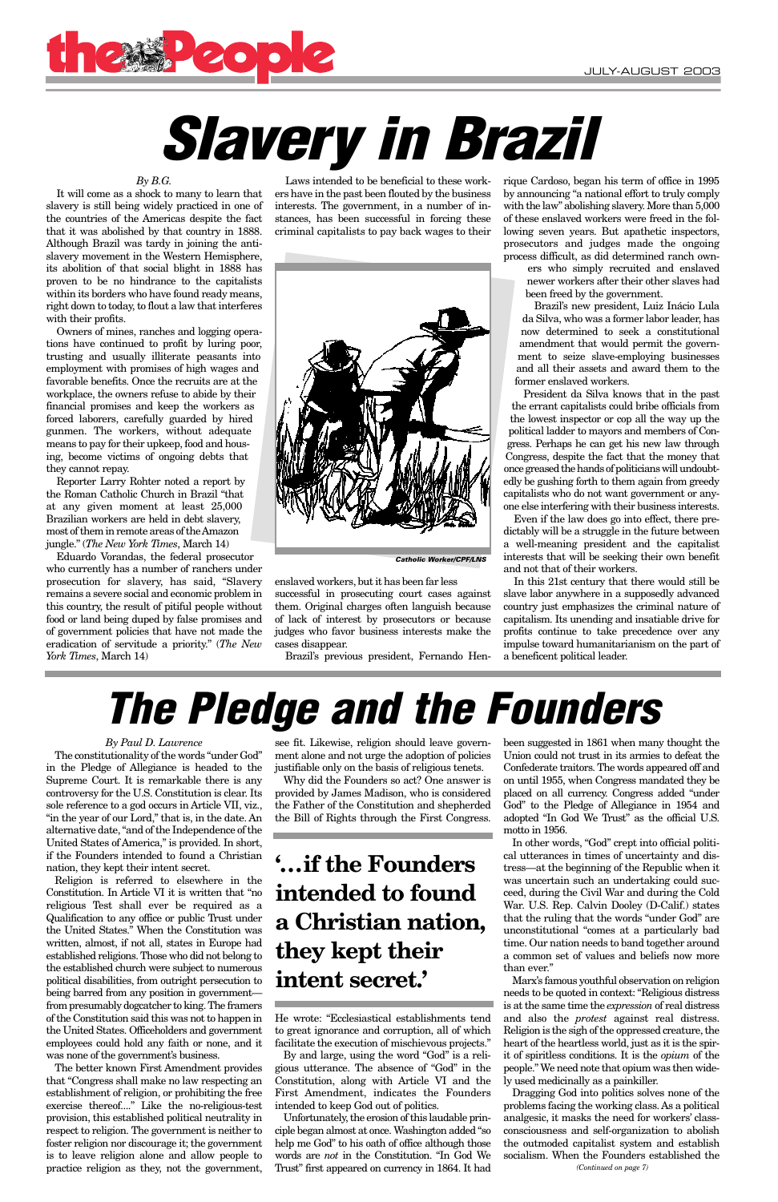# Slavery in Brazil

*By B.G.*

It will come as a shock to many to learn that slavery is still being widely practiced in one of the countries of the Americas despite the fact that it was abolished by that country in 1888. Although Brazil was tardy in joining the anti-slavery movement in the Western Hemisphere, its abolition of that social blight in 1888 has proven to be no hindrance to the capitalists within its borders who have found ready means, right down to today, to flout a law that interferes with their profits.

Owners of mines, ranches and logging operations have continued to profit by luring poor, trusting and usually illiterate peasants into employment with promises of high wages and favorable benefits. Once the recruits are at the workplace, the owners refuse to abide by their financial promises and keep the workers as forced laborers, carefully guarded by hired gunmen. The workers, without adequate means to pay for their upkeep, food and housing, become victims of ongoing debts that they cannot repay.

Reporter Larry Rohter noted a report by the Roman Catholic Church in Brazil "that at any given moment at least 25,000 Brazilian workers are held in debt slavery, most of them in remote areas of the Amazon jungle." (*The New York Times*, March 14)

Eduardo Vorandas, the federal prosecutor who currently has a number of ranchers under prosecution for slavery, has said, "Slavery remains a severe social and economic problem in this country, the result of pitiful people without food or land being duped by false promises and of government policies that have not made the eradication of servitude a priority." (*The New York Times*, March 14)

Laws intended to be beneficial to these workers have in the past been flouted by the business interests. The government, in a number of instances, has been successful in forcing these criminal capitalists to pay back wages to their enslaved workers, but it has been far less successful in prosecuting court cases against them. Original charges often languish because of lack of interest by prosecutors or because judges who favor business interests make the cases disappear.

Catholic Worker/CPF/LNS

Brazil's previous president, Fernando Henrique Cardoso, began his term of office in 1995 by announcing "a national effort to truly comply with the law" abolishing slavery. More than 5,000 of these enslaved workers were freed in the following seven years. But apathetic inspectors, prosecutors and judges made the ongoing process difficult, as did determined ranch owners who simply recruited and enslaved newer workers after their other slaves had been freed by the government.

Brazil's new president, Luiz Inácio Lula da Silva, who was a former labor leader, has now determined to seek a constitutional amendment that would permit the government to seize slave-employing businesses and all their assets and award them to the former enslaved workers.

President da Silva knows that in the past the errant capitalists could bribe officials from the lowest inspector or cop all the way up the political ladder to mayors and members of Congress. Perhaps he can get his new law through Congress, despite the fact that the money that once greased the hands of politicians will undoubtedly be gushing forth to them again from greedy capitalists who do not want government or anyone else interfering with their business interests.

Even if the law does go into effect, there predictably will be a struggle in the future between a well-meaning president and the capitalist interests that will be seeking their own benefit and not that of their workers.

In this 21st century that there would still be slave labor anywhere in a supposedly advanced country just emphasizes the criminal nature of capitalism. Its unending and insatiable drive for profits continue to take precedence over any impulse toward humanitarianism on the part of a beneficent political leader.

# The Pledge and the Founders

*By Paul D. Lawrence*

The constitutionality of the words "under God" in the Pledge of Allegiance is headed to the Supreme Court. It is remarkable there is any controversy for the U.S. Constitution is clear. Its sole reference to a god occurs in Article VII, viz., "in the Year of our Lord," that is, in the date. An alternative date, "and of the Independence of the United States of America," is provided. In short, if the Founders intended to found a Christian nation, they kept their intent secret.

Religion is referred to elsewhere in the Constitution. In Article VI it is written that "no religious Test shall ever be required as a Qualification to any office or public Trust under the United States." When the Constitution was written, almost, if not all, states in Europe had established religions. Those who did not belong to the established church were subject to numerous political disabilities, from outright persecution to being barred from any position in government—from presumably dogcatcher to king. The framers of the Constitution said this was not to happen in the United States. Officeholders and government employees could hold any faith or none, and it was none of the government's business.

The better known First Amendment provides that "Congress shall make no law respecting an establishment of religion, or prohibiting the free exercise thereof...." Like the no-religious-test provision, this established political neutrality in respect to religion. The government is neither to foster religion nor discourage it; the government is to leave religion alone and allow people to practice religion as they, not the government, see fit. Likewise, religion should leave government alone and not urge the adoption of policies justifiable only on the basis of religious tenets.

Why did the Founders so act? One answer is provided by James Madison, who is considered the Father of the Constitution and shepherded the Bill of Rights through the First Congress.

**'...if the Founders intended to found a Christian nation, they kept their intent secret.'**

He wrote: "Ecclesiastical establishments tend to great ignorance and corruption, all of which facilitate the execution of mischievous projects."

By and large, using the word "God" is a religious utterance. The absence of "God" in the Constitution, along with Article VI and the First Amendment, indicates the Founders intended to keep God out of politics.

Unfortunately, the erosion of this laudable principle began almost at once. Washington added "so help me God" to his oath of office although those words are *not* in the Constitution. "In God We Trust" first appeared on currency in 1864. It had been suggested in 1861 when many thought the Union could not trust in its armies to defeat the Confederate traitors. The words appeared off and on until 1955, when Congress mandated they be placed on all currency. Congress added "under God" to the Pledge of Allegiance in 1954 and adopted "In God We Trust" as the official U.S. motto in 1956.

In other words, "God" crept into official political utterances in times of uncertainty and distress—at the beginning of the Republic when it was uncertain such an undertaking could succeed, during the Civil War and during the Cold War. U.S. Rep. Calvin Dooley (D-Calif.) states that the ruling that the words "under God" are unconstitutional "comes at a particularly bad time. Our nation needs to band together around a common set of values and beliefs now more than ever."

Marx's famous youthful observation on religion needs to be quoted in context: "Religious distress is at the same time the *expression* of real distress and also the *protest* against real distress. Religion is the sigh of the oppressed creature, the heart of the heartless world, just as it is the spirit of spiritless conditions. It is the *opium* of the people." We need note that opium was then widely used medicinally as a painkiller.

Dragging God into politics solves none of the problems facing the working class. As a political analgesic, it masks the need for workers' class-consciousness and self-organization to abolish the outmoded capitalist system and establish socialism. When the Founders established the

*(Continued on page 7)*